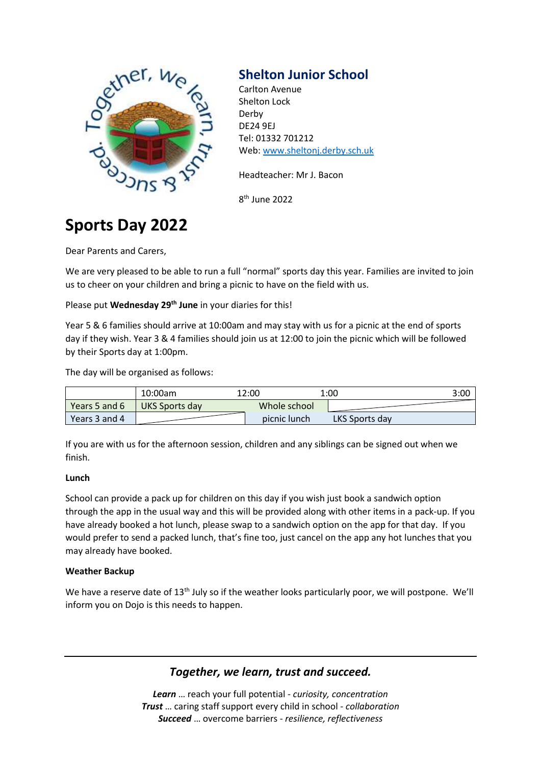## Shelton Junior School

Carlton Avenue
Shelton Lock
Derby
DE24 9EJ
Tel: 01332 701212
Web: www.sheltonj.derby.sch.uk

Headteacher: Mr J. Bacon

8th June 2022

# Sports Day 2022

Dear Parents and Carers,

We are very pleased to be able to run a full "normal" sports day this year. Families are invited to join us to cheer on your children and bring a picnic to have on the field with us.

Please put **Wednesday 29th June** in your diaries for this!

Year 5 & 6 families should arrive at 10:00am and may stay with us for a picnic at the end of sports day if they wish. Year 3 & 4 families should join us at 12:00 to join the picnic which will be followed by their Sports day at 1:00pm.

The day will be organised as follows:

| | 10:00am | 12:00 | 1:00 | 3:00 |
|---|---|---|---|---|
| Years 5 and 6 | UKS Sports day | Whole school | | |
| Years 3 and 4 | | picnic lunch | LKS Sports day | |

If you are with us for the afternoon session, children and any siblings can be signed out when we finish.

**Lunch**

School can provide a pack up for children on this day if you wish just book a sandwich option through the app in the usual way and this will be provided along with other items in a pack-up. If you have already booked a hot lunch, please swap to a sandwich option on the app for that day. If you would prefer to send a packed lunch, that's fine too, just cancel on the app any hot lunches that you may already have booked.

**Weather Backup**

We have a reserve date of 13th July so if the weather looks particularly poor, we will postpone. We'll inform you on Dojo is this needs to happen.

---

***Together, we learn, trust and succeed.***

***Learn*** … reach your full potential - *curiosity, concentration*
***Trust*** … caring staff support every child in school - *collaboration*
***Succeed*** … overcome barriers - *resilience, reflectiveness*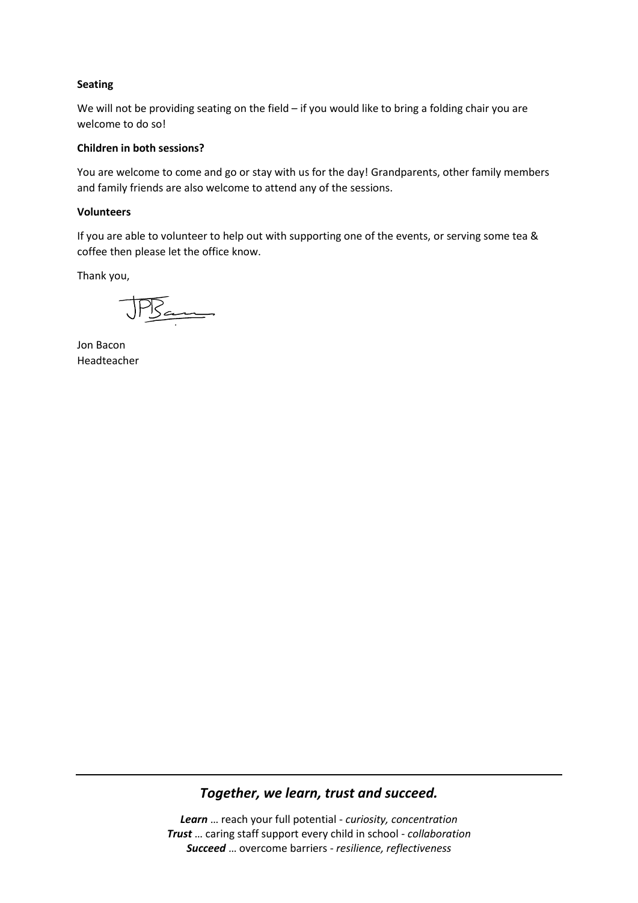**Seating**

We will not be providing seating on the field – if you would like to bring a folding chair you are welcome to do so!

**Children in both sessions?**

You are welcome to come and go or stay with us for the day! Grandparents, other family members and family friends are also welcome to attend any of the sessions.

**Volunteers**

If you are able to volunteer to help out with supporting one of the events, or serving some tea & coffee then please let the office know.

Thank you,

Jon Bacon
Headteacher

---

### *Together, we learn, trust and succeed.*

***Learn*** … reach your full potential - *curiosity, concentration*
***Trust*** … caring staff support every child in school - *collaboration*
***Succeed*** … overcome barriers - *resilience, reflectiveness*